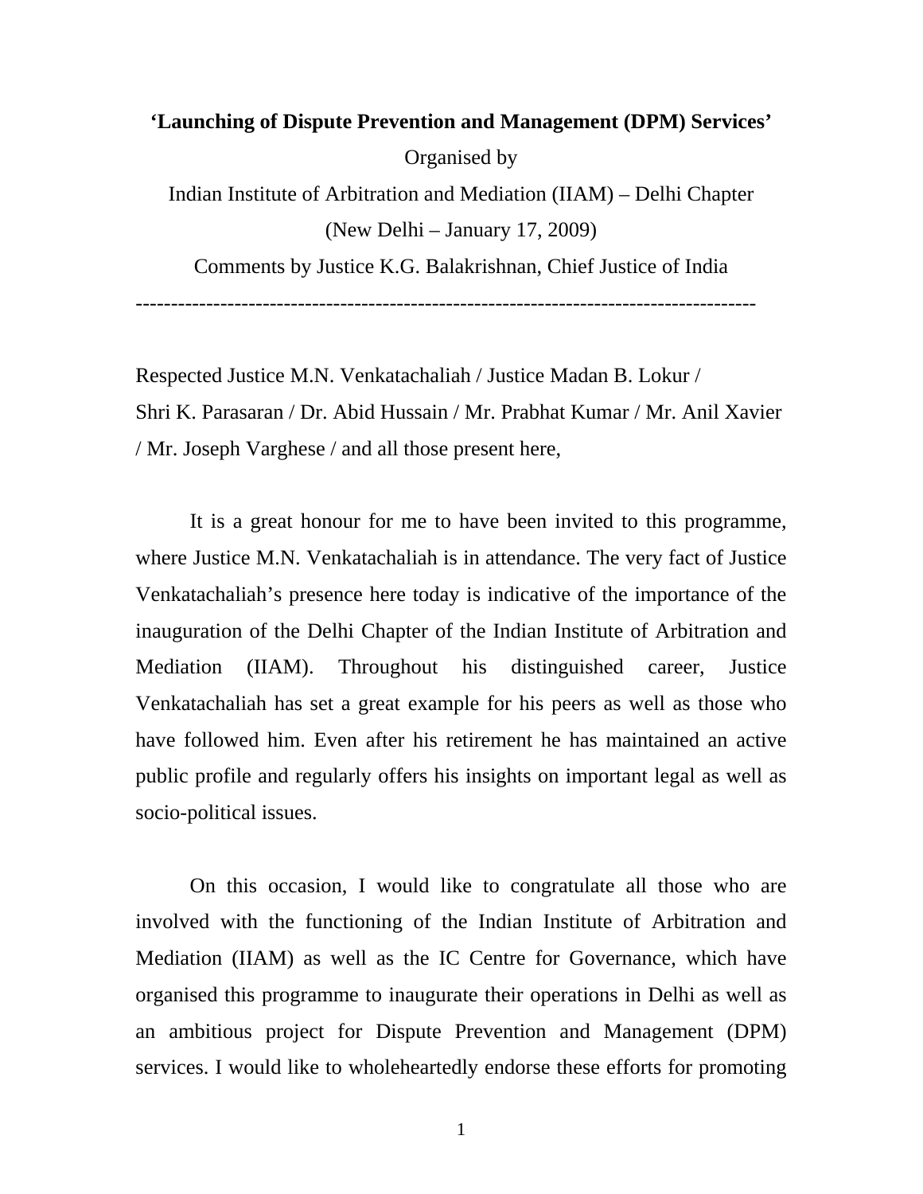**'Launching of Dispute Prevention and Management (DPM) Services'**

Organised by

Indian Institute of Arbitration and Mediation (IIAM) – Delhi Chapter

(New Delhi – January 17, 2009)

Comments by Justice K.G. Balakrishnan, Chief Justice of India

---

Respected Justice M.N. Venkatachaliah / Justice Madan B. Lokur / Shri K. Parasaran / Dr. Abid Hussain / Mr. Prabhat Kumar / Mr. Anil Xavier / Mr. Joseph Varghese / and all those present here,

It is a great honour for me to have been invited to this programme, where Justice M.N. Venkatachaliah is in attendance. The very fact of Justice Venkatachaliah's presence here today is indicative of the importance of the inauguration of the Delhi Chapter of the Indian Institute of Arbitration and Mediation (IIAM). Throughout his distinguished career, Justice Venkatachaliah has set a great example for his peers as well as those who have followed him. Even after his retirement he has maintained an active public profile and regularly offers his insights on important legal as well as socio-political issues.

On this occasion, I would like to congratulate all those who are involved with the functioning of the Indian Institute of Arbitration and Mediation (IIAM) as well as the IC Centre for Governance, which have organised this programme to inaugurate their operations in Delhi as well as an ambitious project for Dispute Prevention and Management (DPM) services. I would like to wholeheartedly endorse these efforts for promoting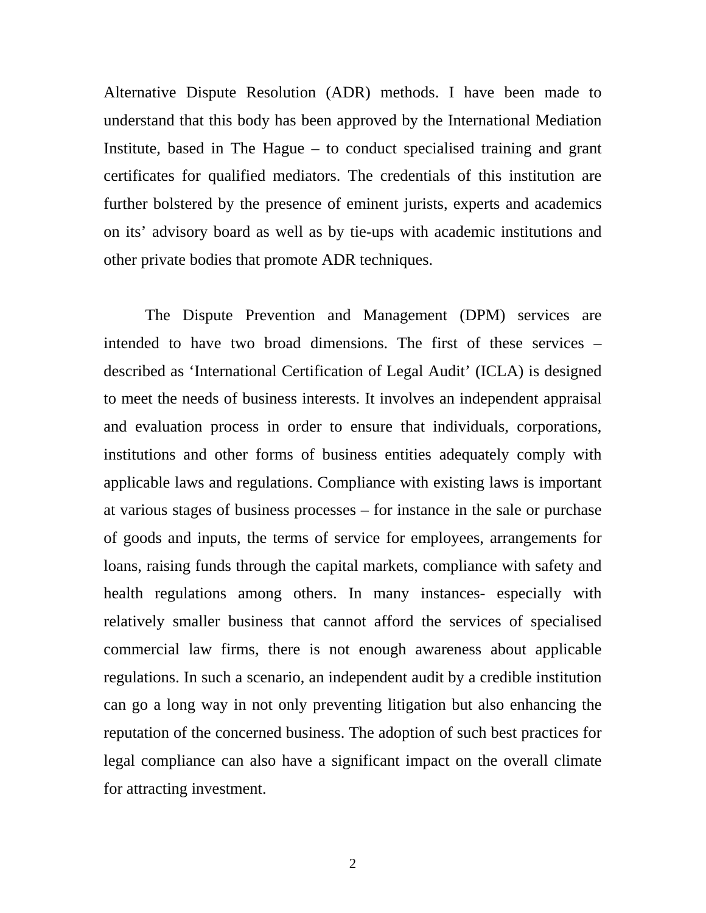Alternative Dispute Resolution (ADR) methods. I have been made to understand that this body has been approved by the International Mediation Institute, based in The Hague – to conduct specialised training and grant certificates for qualified mediators. The credentials of this institution are further bolstered by the presence of eminent jurists, experts and academics on its' advisory board as well as by tie-ups with academic institutions and other private bodies that promote ADR techniques.

The Dispute Prevention and Management (DPM) services are intended to have two broad dimensions. The first of these services – described as 'International Certification of Legal Audit' (ICLA) is designed to meet the needs of business interests. It involves an independent appraisal and evaluation process in order to ensure that individuals, corporations, institutions and other forms of business entities adequately comply with applicable laws and regulations. Compliance with existing laws is important at various stages of business processes – for instance in the sale or purchase of goods and inputs, the terms of service for employees, arrangements for loans, raising funds through the capital markets, compliance with safety and health regulations among others. In many instances- especially with relatively smaller business that cannot afford the services of specialised commercial law firms, there is not enough awareness about applicable regulations. In such a scenario, an independent audit by a credible institution can go a long way in not only preventing litigation but also enhancing the reputation of the concerned business. The adoption of such best practices for legal compliance can also have a significant impact on the overall climate for attracting investment.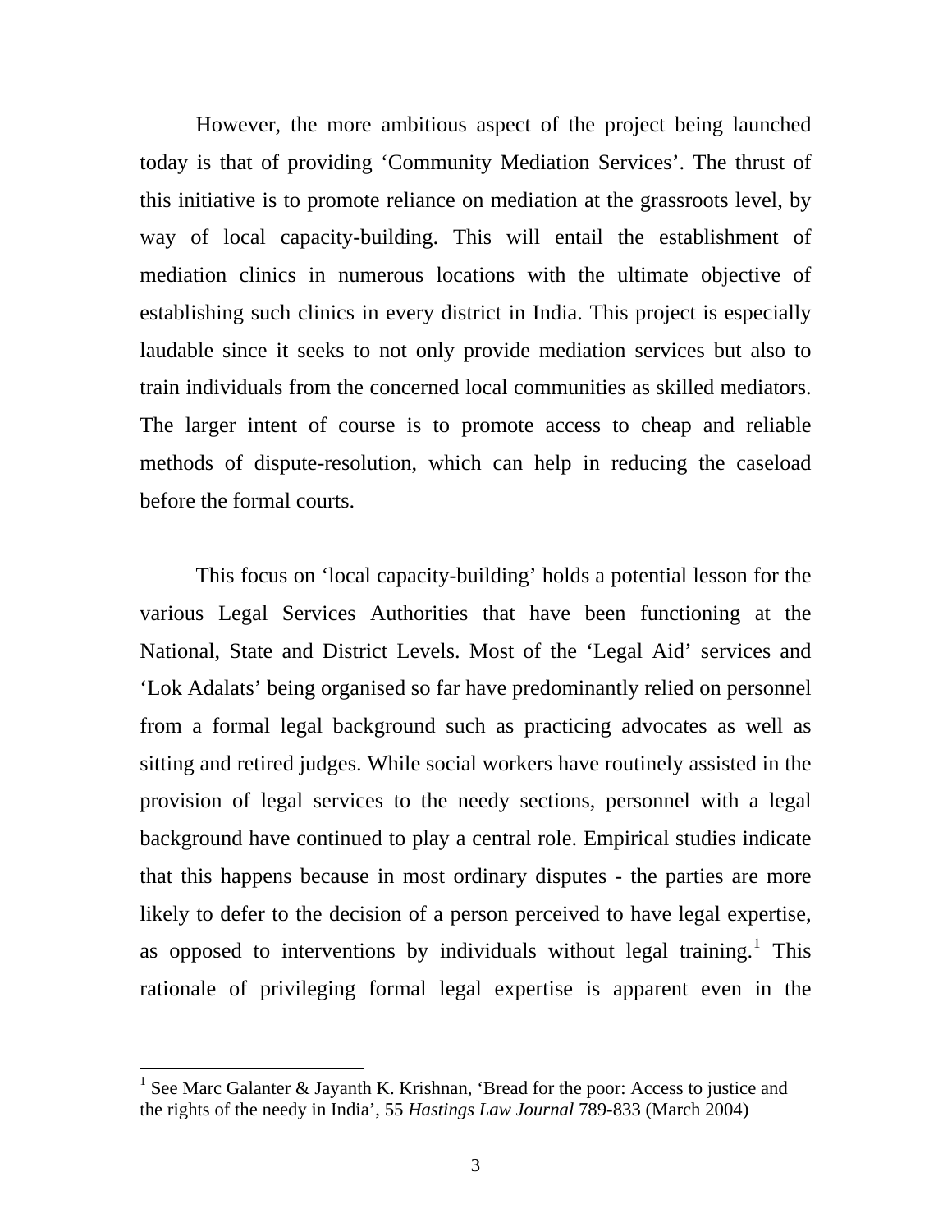However, the more ambitious aspect of the project being launched today is that of providing 'Community Mediation Services'. The thrust of this initiative is to promote reliance on mediation at the grassroots level, by way of local capacity-building. This will entail the establishment of mediation clinics in numerous locations with the ultimate objective of establishing such clinics in every district in India. This project is especially laudable since it seeks to not only provide mediation services but also to train individuals from the concerned local communities as skilled mediators. The larger intent of course is to promote access to cheap and reliable methods of dispute-resolution, which can help in reducing the caseload before the formal courts.

This focus on 'local capacity-building' holds a potential lesson for the various Legal Services Authorities that have been functioning at the National, State and District Levels. Most of the 'Legal Aid' services and 'Lok Adalats' being organised so far have predominantly relied on personnel from a formal legal background such as practicing advocates as well as sitting and retired judges. While social workers have routinely assisted in the provision of legal services to the needy sections, personnel with a legal background have continued to play a central role. Empirical studies indicate that this happens because in most ordinary disputes - the parties are more likely to defer to the decision of a person perceived to have legal expertise, as opposed to interventions by individuals without legal training.[1] This rationale of privileging formal legal expertise is apparent even in the

---

[1] See Marc Galanter & Jayanth K. Krishnan, 'Bread for the poor: Access to justice and the rights of the needy in India', 55 *Hastings Law Journal* 789-833 (March 2004)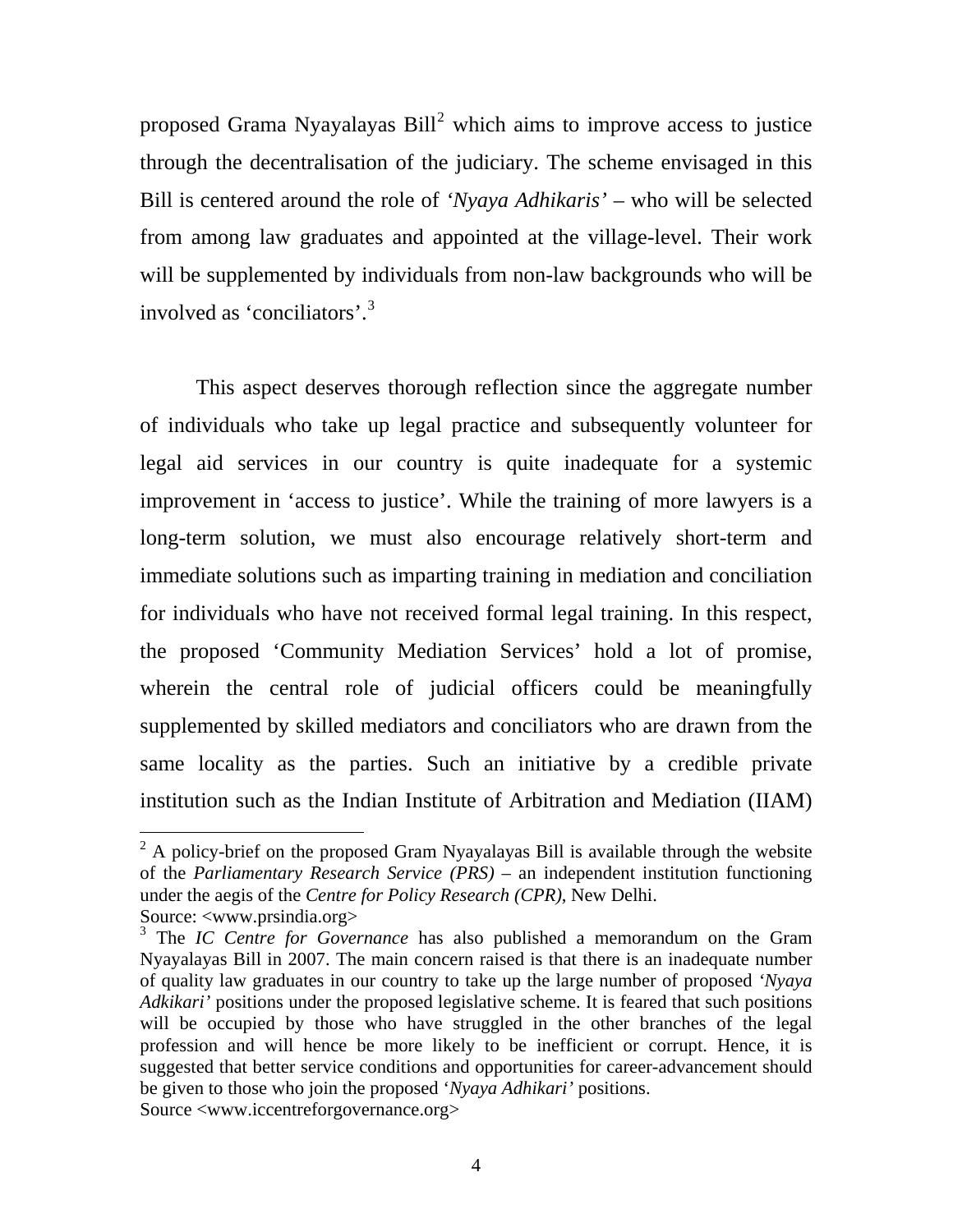proposed Grama Nyayalayas Bill[2] which aims to improve access to justice through the decentralisation of the judiciary. The scheme envisaged in this Bill is centered around the role of *'Nyaya Adhikaris'* – who will be selected from among law graduates and appointed at the village-level. Their work will be supplemented by individuals from non-law backgrounds who will be involved as 'conciliators'.[3]

This aspect deserves thorough reflection since the aggregate number of individuals who take up legal practice and subsequently volunteer for legal aid services in our country is quite inadequate for a systemic improvement in 'access to justice'. While the training of more lawyers is a long-term solution, we must also encourage relatively short-term and immediate solutions such as imparting training in mediation and conciliation for individuals who have not received formal legal training. In this respect, the proposed 'Community Mediation Services' hold a lot of promise, wherein the central role of judicial officers could be meaningfully supplemented by skilled mediators and conciliators who are drawn from the same locality as the parties. Such an initiative by a credible private institution such as the Indian Institute of Arbitration and Mediation (IIAM)

---

[2] A policy-brief on the proposed Gram Nyayalayas Bill is available through the website of the *Parliamentary Research Service (PRS)* – an independent institution functioning under the aegis of the *Centre for Policy Research (CPR)*, New Delhi.
Source: <www.prsindia.org>

[3] The *IC Centre for Governance* has also published a memorandum on the Gram Nyayalayas Bill in 2007. The main concern raised is that there is an inadequate number of quality law graduates in our country to take up the large number of proposed *'Nyaya Adkikari'* positions under the proposed legislative scheme. It is feared that such positions will be occupied by those who have struggled in the other branches of the legal profession and will hence be more likely to be inefficient or corrupt. Hence, it is suggested that better service conditions and opportunities for career-advancement should be given to those who join the proposed '*Nyaya Adhikari'* positions.
Source <www.iccentreforgovernance.org>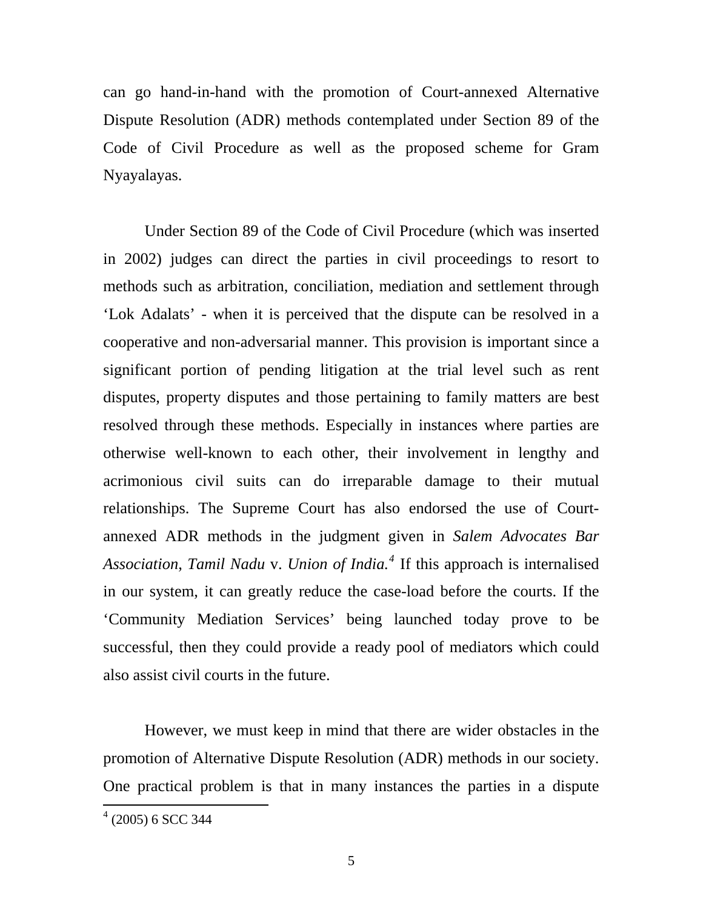can go hand-in-hand with the promotion of Court-annexed Alternative Dispute Resolution (ADR) methods contemplated under Section 89 of the Code of Civil Procedure as well as the proposed scheme for Gram Nyayalayas.

Under Section 89 of the Code of Civil Procedure (which was inserted in 2002) judges can direct the parties in civil proceedings to resort to methods such as arbitration, conciliation, mediation and settlement through 'Lok Adalats' - when it is perceived that the dispute can be resolved in a cooperative and non-adversarial manner. This provision is important since a significant portion of pending litigation at the trial level such as rent disputes, property disputes and those pertaining to family matters are best resolved through these methods. Especially in instances where parties are otherwise well-known to each other, their involvement in lengthy and acrimonious civil suits can do irreparable damage to their mutual relationships. The Supreme Court has also endorsed the use of Court-annexed ADR methods in the judgment given in *Salem Advocates Bar Association, Tamil Nadu* v. *Union of India.*[4] If this approach is internalised in our system, it can greatly reduce the case-load before the courts. If the 'Community Mediation Services' being launched today prove to be successful, then they could provide a ready pool of mediators which could also assist civil courts in the future.

However, we must keep in mind that there are wider obstacles in the promotion of Alternative Dispute Resolution (ADR) methods in our society. One practical problem is that in many instances the parties in a dispute

[4] (2005) 6 SCC 344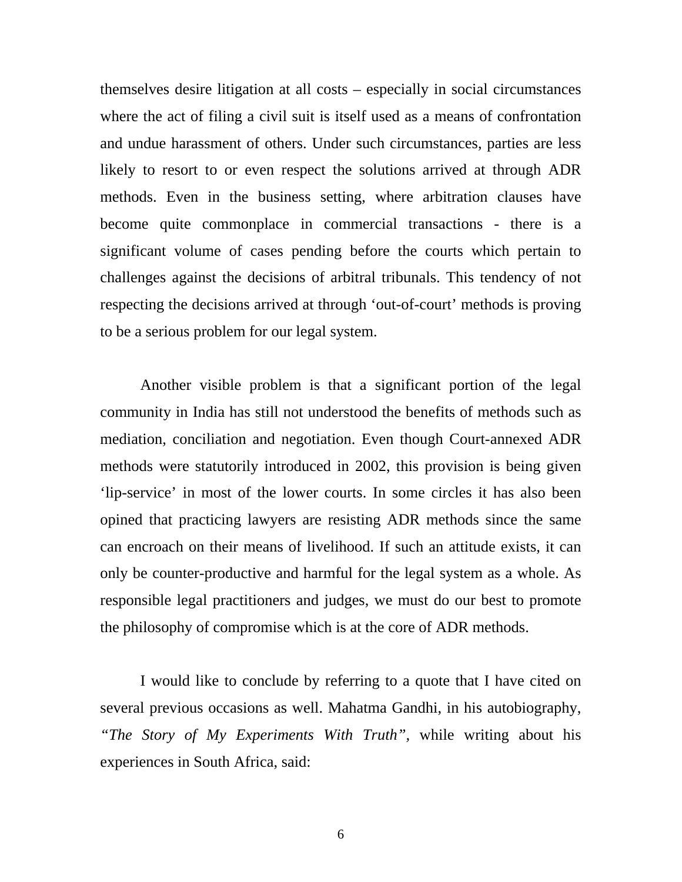themselves desire litigation at all costs – especially in social circumstances where the act of filing a civil suit is itself used as a means of confrontation and undue harassment of others. Under such circumstances, parties are less likely to resort to or even respect the solutions arrived at through ADR methods. Even in the business setting, where arbitration clauses have become quite commonplace in commercial transactions - there is a significant volume of cases pending before the courts which pertain to challenges against the decisions of arbitral tribunals. This tendency of not respecting the decisions arrived at through 'out-of-court' methods is proving to be a serious problem for our legal system.

Another visible problem is that a significant portion of the legal community in India has still not understood the benefits of methods such as mediation, conciliation and negotiation. Even though Court-annexed ADR methods were statutorily introduced in 2002, this provision is being given 'lip-service' in most of the lower courts. In some circles it has also been opined that practicing lawyers are resisting ADR methods since the same can encroach on their means of livelihood. If such an attitude exists, it can only be counter-productive and harmful for the legal system as a whole. As responsible legal practitioners and judges, we must do our best to promote the philosophy of compromise which is at the core of ADR methods.

I would like to conclude by referring to a quote that I have cited on several previous occasions as well. Mahatma Gandhi, in his autobiography, *"The Story of My Experiments With Truth"*, while writing about his experiences in South Africa, said: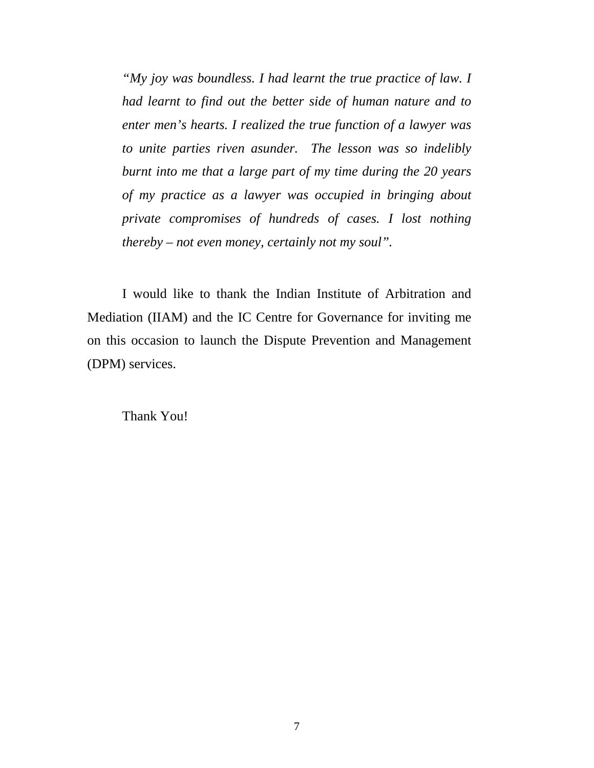> *"My joy was boundless. I had learnt the true practice of law. I had learnt to find out the better side of human nature and to enter men's hearts. I realized the true function of a lawyer was to unite parties riven asunder. The lesson was so indelibly burnt into me that a large part of my time during the 20 years of my practice as a lawyer was occupied in bringing about private compromises of hundreds of cases. I lost nothing thereby – not even money, certainly not my soul".*

I would like to thank the Indian Institute of Arbitration and Mediation (IIAM) and the IC Centre for Governance for inviting me on this occasion to launch the Dispute Prevention and Management (DPM) services.

Thank You!